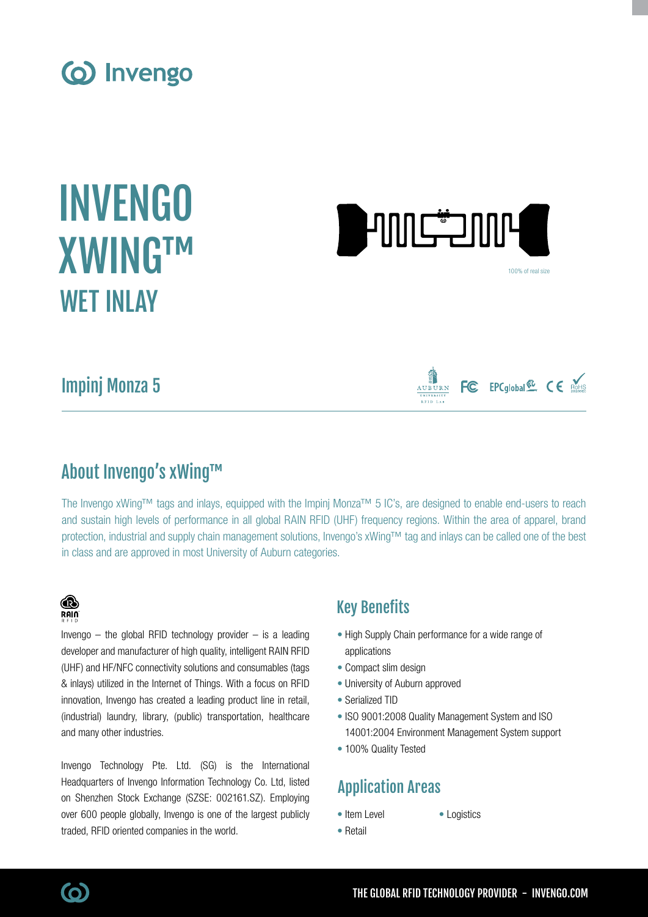# INVENGO XWING™ WET INLAY

100% of real size

## Impinj Monza 5

## About Invengo's xWing™

The Invengo xWing™ tags and inlays, equipped with the Impinj Monza™ 5 IC's, are designed to enable end-users to reach and sustain high levels of performance in all global RAIN RFID (UHF) frequency regions. Within the area of apparel, brand protection, industrial and supply chain management solutions, Invengo's xWing™ tag and inlays can be called one of the best in class and are approved in most University of Auburn categories.

Invengo – the global RFID technology provider – is a leading developer and manufacturer of high quality, intelligent RAIN RFID (UHF) and HF/NFC connectivity solutions and consumables (tags & inlays) utilized in the Internet of Things. With a focus on RFID innovation, Invengo has created a leading product line in retail, (industrial) laundry, library, (public) transportation, healthcare and many other industries.

Invengo Technology Pte. Ltd. (SG) is the International Headquarters of Invengo Information Technology Co. Ltd, listed on Shenzhen Stock Exchange (SZSE: 002161.SZ). Employing over 600 people globally, Invengo is one of the largest publicly traded, RFID oriented companies in the world.

## Key Benefits

- High Supply Chain performance for a wide range of applications
- Compact slim design
- University of Auburn approved
- Serialized TID
- ISO 9001:2008 Quality Management System and ISO 14001:2004 Environment Management System support
- 100% Quality Tested

## Application Areas

- Item Level
- Retail
- Logistics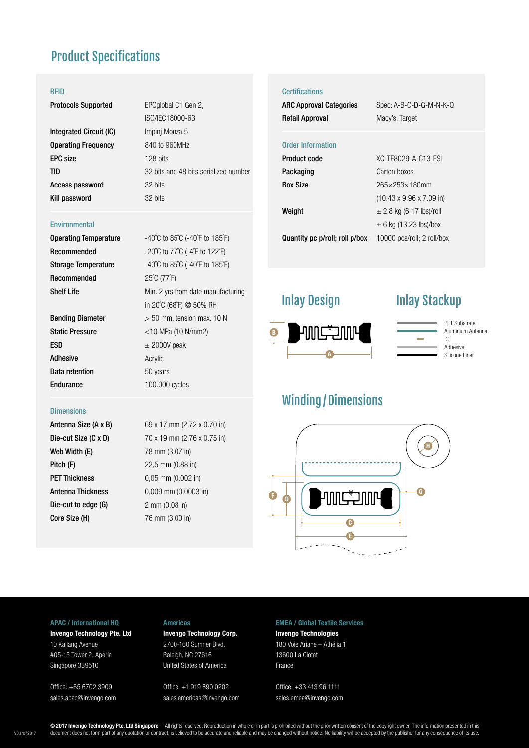# Product Specifications

### RFID

| | |
|---|---|
| Protocols Supported | EPCglobal C1 Gen 2, ISO/IEC18000-63 |
| Integrated Circuit (IC) | Impinj Monza 5 |
| Operating Frequency | 840 to 960MHz |
| EPC size | 128 bits |
| TID | 32 bits and 48 bits serialized number |
| Access password | 32 bits |
| Kill password | 32 bits |

### Environmental

| | |
|---|---|
| Operating Temperature | -40˚C to 85˚C (-40˚F to 185˚F) |
| Recommended | -20˚C to 77˚C (-4˚F to 122˚F) |
| Storage Temperature | -40˚C to 85˚C (-40˚F to 185˚F) |
| Recommended | 25˚C (77˚F) |
| Shelf Life | Min. 2 yrs from date manufacturing in 20˚C (68˚F) @ 50% RH |
| Bending Diameter | > 50 mm, tension max. 10 N |
| Static Pressure | <10 MPa (10 N/mm2) |
| ESD | ± 2000V peak |
| Adhesive | Acrylic |
| Data retention | 50 years |
| Endurance | 100.000 cycles |

### Dimensions

| | |
|---|---|
| Antenna Size (A x B) | 69 x 17 mm (2.72 x 0.70 in) |
| Die-cut Size (C x D) | 70 x 19 mm (2.76 x 0.75 in) |
| Web Width (E) | 78 mm (3.07 in) |
| Pitch (F) | 22,5 mm (0.88 in) |
| PET Thickness | 0,05 mm (0.002 in) |
| Antenna Thickness | 0,009 mm (0.0003 in) |
| Die-cut to edge (G) | 2 mm (0.08 in) |
| Core Size (H) | 76 mm (3.00 in) |

### Certifications

| | |
|---|---|
| ARC Approval Categories | Spec: A-B-C-D-G-M-N-K-Q |
| Retail Approval | Macy's, Target |

### Order Information

| | |
|---|---|
| Product code | XC-TF8029-A-C13-FSI |
| Packaging | Carton boxes |
| Box Size | 265×253×180mm (10.43 x 9.96 x 7.09 in) |
| Weight | ± 2,8 kg (6.17 lbs)/roll<br>± 6 kg (13.23 lbs)/box |
| Quantity pc p/roll; roll p/box | 10000 pcs/roll; 2 roll/box |

## Inlay Design

B
A

## Inlay Stackup

PET Substrate
Aluminium Antenna
IC
Adhesive
Silicone Liner

## Winding / Dimensions

H
G
F
D
C
E

---

**APAC / International HQ**
**Invengo Technology Pte. Ltd**
10 Kallang Avenue
#05-15 Tower 2, Aperia
Singapore 339510

Office: +65 6702 3909
sales.apac@invengo.com

**Americas**
**Invengo Technology Corp.**
2700-160 Sumner Blvd.
Raleigh, NC 27616
United States of America

Office: +1 919 890 0202
sales.americas@invengo.com

**EMEA / Global Textile Services**
**Invengo Technologies**
180 Voie Ariane – Athélia 1
13600 La Ciotat
France

Office: +33 413 96 1111
sales.emea@invengo.com

**© 2017 Invengo Technology Pte. Ltd Singapore** - All rights reserved. Reproduction in whole or in part is prohibited without the prior written consent of the copyright owner. The information presented in this document does not form part of any quotation or contract, is believed to be accurate and reliable and may be changed without notice. No liability will be accepted by the publisher for any consequence of its use.

V3.1/072017